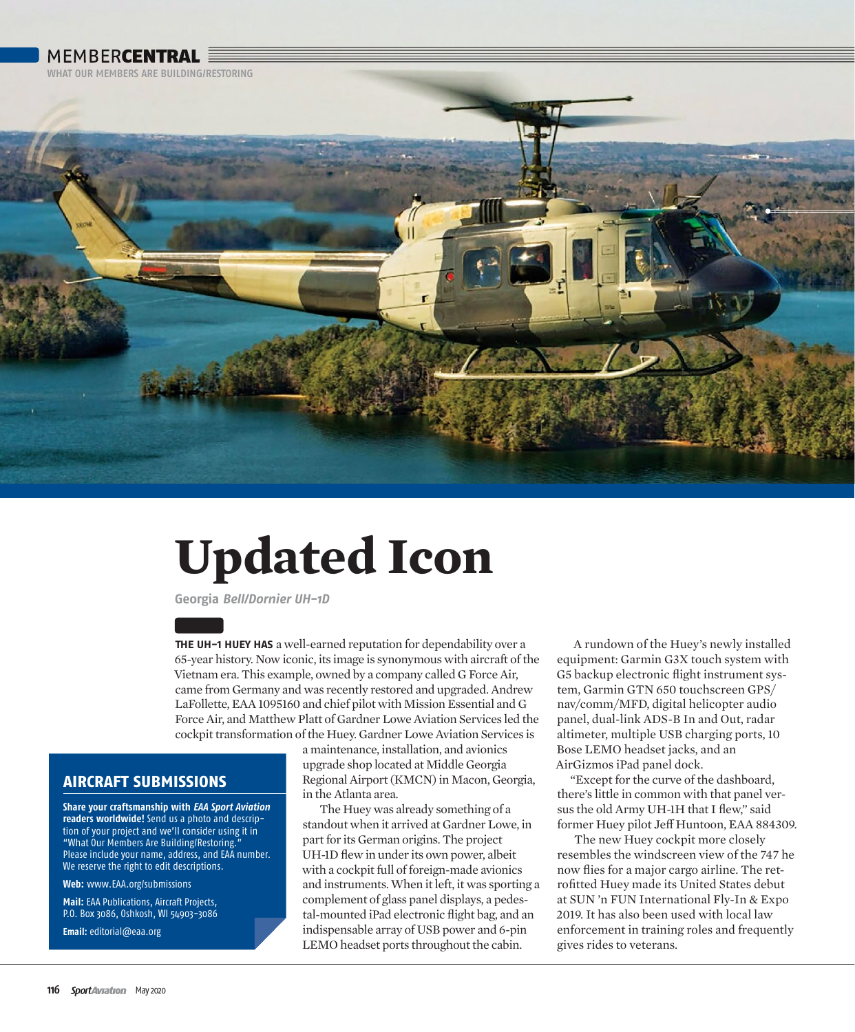MEMBERCENTRAL

WHAT OUR MEMBERS ARE BUILDING/RESTORING

# Updated Icon

**Georgia** ***Bell/Dornier UH-1D***

**THE UH-1 HUEY HAS** a well-earned reputation for dependability over a 65-year history. Now iconic, its image is synonymous with aircraft of the Vietnam era. This example, owned by a company called G Force Air, came from Germany and was recently restored and upgraded. Andrew LaFollette, EAA 1095160 and chief pilot with Mission Essential and G Force Air, and Matthew Platt of Gardner Lowe Aviation Services led the cockpit transformation of the Huey. Gardner Lowe Aviation Services is a maintenance, installation, and avionics upgrade shop located at Middle Georgia Regional Airport (KMCN) in Macon, Georgia, in the Atlanta area.

The Huey was already something of a standout when it arrived at Gardner Lowe, in part for its German origins. The project UH-1D flew in under its own power, albeit with a cockpit full of foreign-made avionics and instruments. When it left, it was sporting a complement of glass panel displays, a pedestal-mounted iPad electronic flight bag, and an indispensable array of USB power and 6-pin LEMO headset ports throughout the cabin.

A rundown of the Huey's newly installed equipment: Garmin G3X touch system with G5 backup electronic flight instrument system, Garmin GTN 650 touchscreen GPS/nav/comm/MFD, digital helicopter audio panel, dual-link ADS-B In and Out, radar altimeter, multiple USB charging ports, 10 Bose LEMO headset jacks, and an AirGizmos iPad panel dock.

"Except for the curve of the dashboard, there's little in common with that panel versus the old Army UH-1H that I flew," said former Huey pilot Jeff Huntoon, EAA 884309.

The new Huey cockpit more closely resembles the windscreen view of the 747 he now flies for a major cargo airline. The retrofitted Huey made its United States debut at SUN 'n FUN International Fly-In & Expo 2019. It has also been used with local law enforcement in training roles and frequently gives rides to veterans.

## AIRCRAFT SUBMISSIONS

**Share your craftsmanship with *EAA Sport Aviation* readers worldwide!** Send us a photo and description of your project and we'll consider using it in "What Our Members Are Building/Restoring." Please include your name, address, and EAA number. We reserve the right to edit descriptions.

**Web:** www.EAA.org/submissions

**Mail:** EAA Publications, Aircraft Projects, P.O. Box 3086, Oshkosh, WI 54903-3086

**Email:** editorial@eaa.org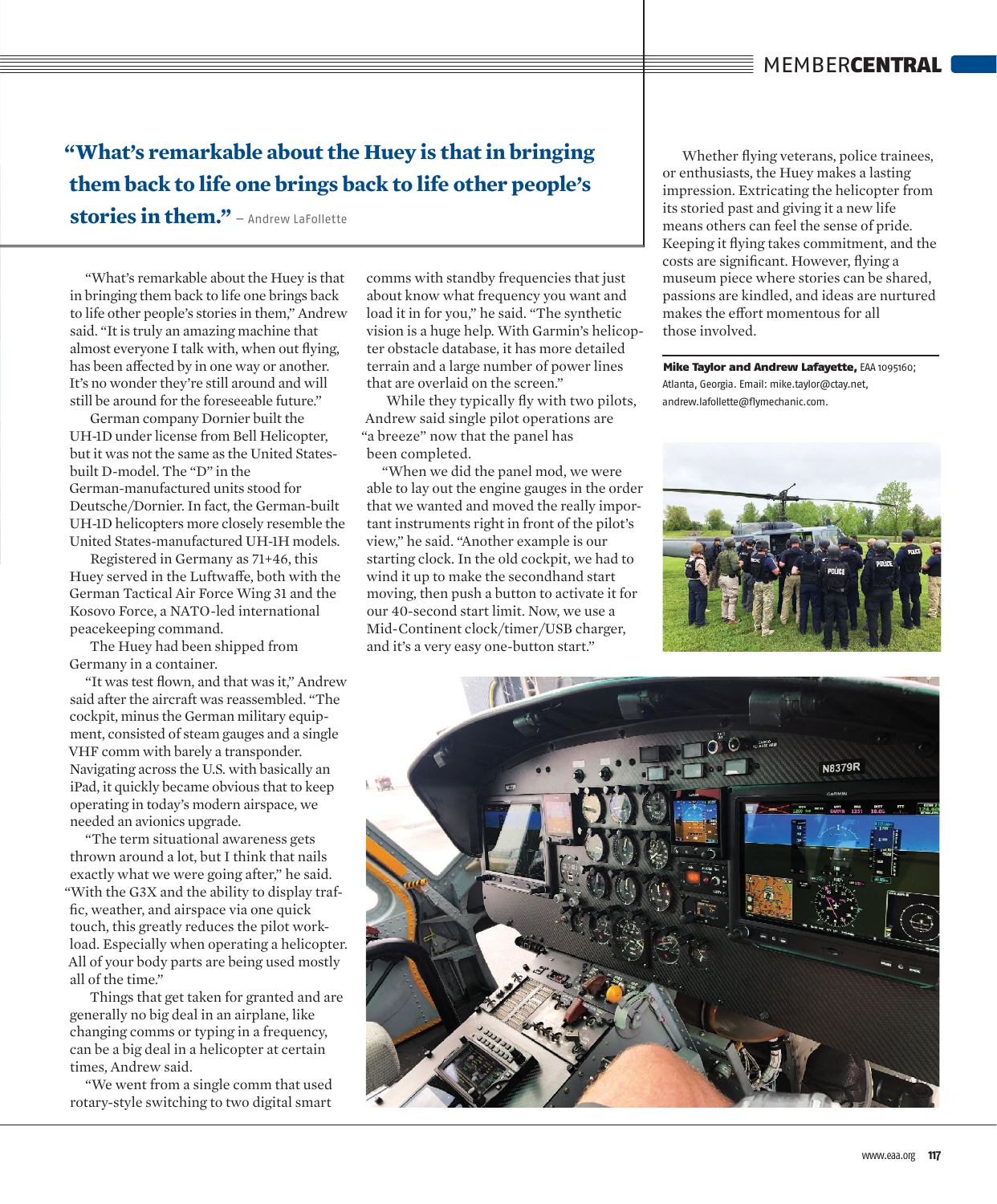> **"What's remarkable about the Huey is that in bringing them back to life one brings back to life other people's stories in them."** — Andrew LaFollette

"What's remarkable about the Huey is that in bringing them back to life one brings back to life other people's stories in them," Andrew said. "It is truly an amazing machine that almost everyone I talk with, when out flying, has been affected by in one way or another. It's no wonder they're still around and will still be around for the foreseeable future."

German company Dornier built the UH-1D under license from Bell Helicopter, but it was not the same as the United States-built D-model. The "D" in the German-manufactured units stood for Deutsche/Dornier. In fact, the German-built UH-1D helicopters more closely resemble the United States-manufactured UH-1H models.

Registered in Germany as 71+46, this Huey served in the Luftwaffe, both with the German Tactical Air Force Wing 31 and the Kosovo Force, a NATO-led international peacekeeping command.

The Huey had been shipped from Germany in a container.

"It was test flown, and that was it," Andrew said after the aircraft was reassembled. "The cockpit, minus the German military equipment, consisted of steam gauges and a single VHF comm with barely a transponder. Navigating across the U.S. with basically an iPad, it quickly became obvious that to keep operating in today's modern airspace, we needed an avionics upgrade.

"The term situational awareness gets thrown around a lot, but I think that nails exactly what we were going after," he said. "With the G3X and the ability to display traffic, weather, and airspace via one quick touch, this greatly reduces the pilot workload. Especially when operating a helicopter. All of your body parts are being used mostly all of the time."

Things that get taken for granted and are generally no big deal in an airplane, like changing comms or typing in a frequency, can be a big deal in a helicopter at certain times, Andrew said.

"We went from a single comm that used rotary-style switching to two digital smart comms with standby frequencies that just about know what frequency you want and load it in for you," he said. "The synthetic vision is a huge help. With Garmin's helicopter obstacle database, it has more detailed terrain and a large number of power lines that are overlaid on the screen."

While they typically fly with two pilots, Andrew said single pilot operations are "a breeze" now that the panel has been completed.

"When we did the panel mod, we were able to lay out the engine gauges in the order that we wanted and moved the really important instruments right in front of the pilot's view," he said. "Another example is our starting clock. In the old cockpit, we had to wind it up to make the secondhand start moving, then push a button to activate it for our 40-second start limit. Now, we use a Mid-Continent clock/timer/USB charger, and it's a very easy one-button start."

Whether flying veterans, police trainees, or enthusiasts, the Huey makes a lasting impression. Extricating the helicopter from its storied past and giving it a new life means others can feel the sense of pride. Keeping it flying takes commitment, and the costs are significant. However, flying a museum piece where stories can be shared, passions are kindled, and ideas are nurtured makes the effort momentous for all those involved.

---

**Mike Taylor and Andrew Lafayette,** EAA 1095160; Atlanta, Georgia. Email: mike.taylor@ctay.net, andrew.lafollette@flymechanic.com.